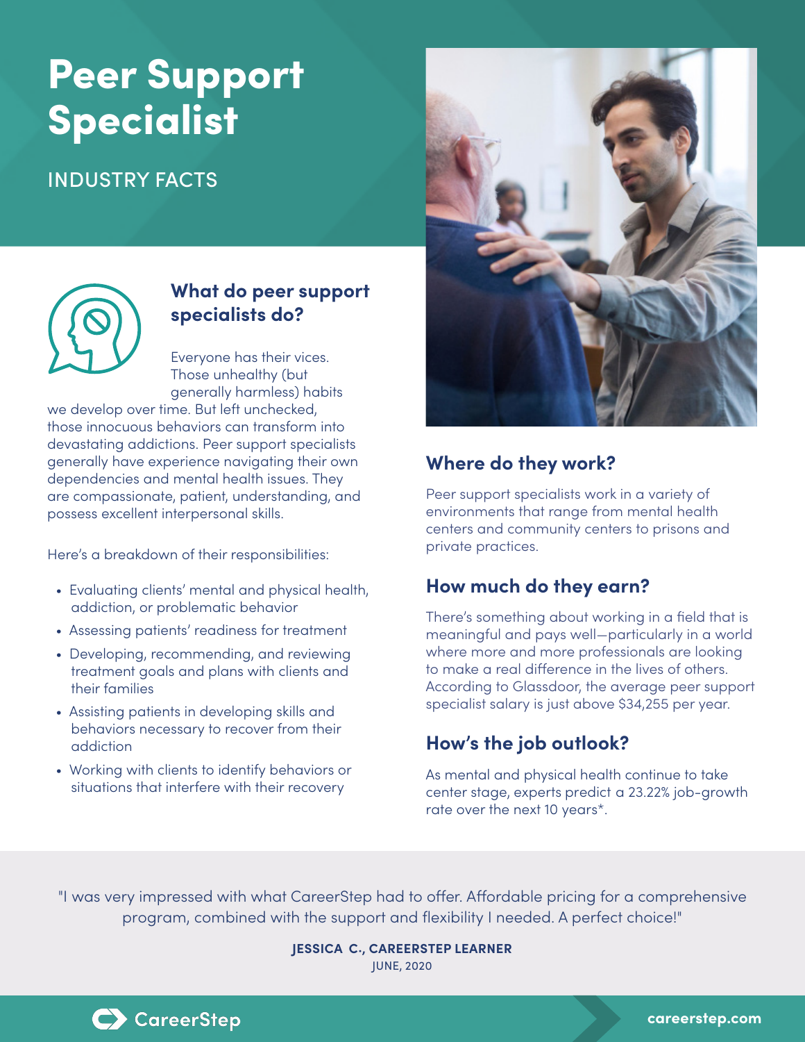# Peer Support Specialist

INDUSTRY FACTS

## What do peer support specialists do?

Everyone has their vices. Those unhealthy (but generally harmless) habits we develop over time. But left unchecked, those innocuous behaviors can transform into devastating addictions. Peer support specialists generally have experience navigating their own dependencies and mental health issues. They are compassionate, patient, understanding, and possess excellent interpersonal skills.

Here's a breakdown of their responsibilities:

- Evaluating clients' mental and physical health, addiction, or problematic behavior
- Assessing patients' readiness for treatment
- Developing, recommending, and reviewing treatment goals and plans with clients and their families
- Assisting patients in developing skills and behaviors necessary to recover from their addiction
- Working with clients to identify behaviors or situations that interfere with their recovery

## Where do they work?

Peer support specialists work in a variety of environments that range from mental health centers and community centers to prisons and private practices.

## How much do they earn?

There's something about working in a field that is meaningful and pays well—particularly in a world where more and more professionals are looking to make a real difference in the lives of others. According to Glassdoor, the average peer support specialist salary is just above $34,255 per year.

## How's the job outlook?

As mental and physical health continue to take center stage, experts predict a 23.22% job-growth rate over the next 10 years*.

"I was very impressed with what CareerStep had to offer. Affordable pricing for a comprehensive program, combined with the support and flexibility I needed. A perfect choice!"

**JESSICA C., CAREERSTEP LEARNER**
JUNE, 2020

CareerStep

careerstep.com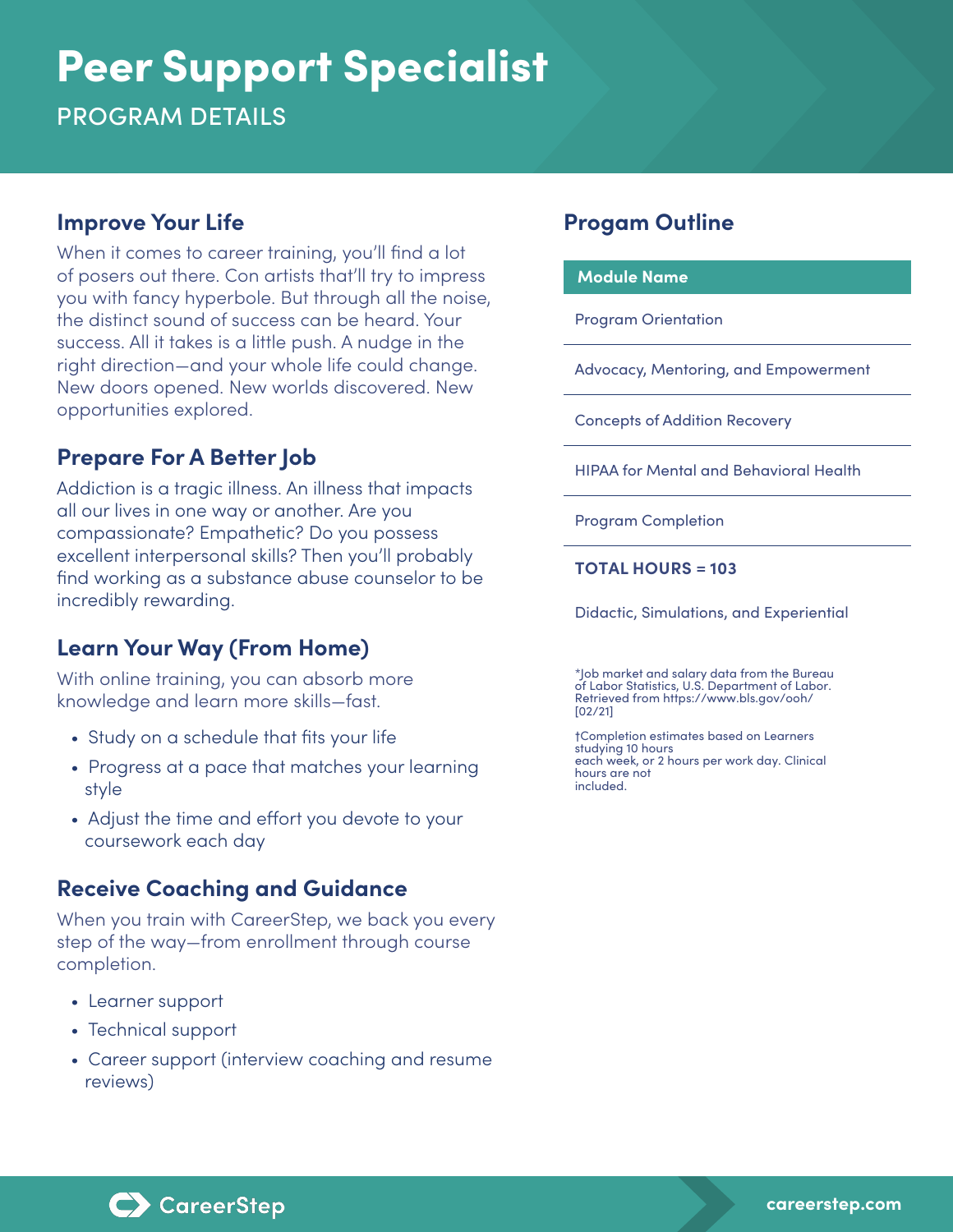# Peer Support Specialist

PROGRAM DETAILS

## Improve Your Life

When it comes to career training, you'll find a lot of posers out there. Con artists that'll try to impress you with fancy hyperbole. But through all the noise, the distinct sound of success can be heard. Your success. All it takes is a little push. A nudge in the right direction—and your whole life could change. New doors opened. New worlds discovered. New opportunities explored.

## Prepare For A Better Job

Addiction is a tragic illness. An illness that impacts all our lives in one way or another. Are you compassionate? Empathetic? Do you possess excellent interpersonal skills? Then you'll probably find working as a substance abuse counselor to be incredibly rewarding.

## Learn Your Way (From Home)

With online training, you can absorb more knowledge and learn more skills—fast.

- Study on a schedule that fits your life
- Progress at a pace that matches your learning style
- Adjust the time and effort you devote to your coursework each day

## Receive Coaching and Guidance

When you train with CareerStep, we back you every step of the way—from enrollment through course completion.

- Learner support
- Technical support
- Career support (interview coaching and resume reviews)

## Progam Outline

| Module Name |
| --- |
| Program Orientation |
| Advocacy, Mentoring, and Empowerment |
| Concepts of Addition Recovery |
| HIPAA for Mental and Behavioral Health |
| Program Completion |
| **TOTAL HOURS = 103** |
| Didactic, Simulations, and Experiential |

*Job market and salary data from the Bureau of Labor Statistics, U.S. Department of Labor. Retrieved from https://www.bls.gov/ooh/ [02/21]

†Completion estimates based on Learners studying 10 hours each week, or 2 hours per work day. Clinical hours are not included.